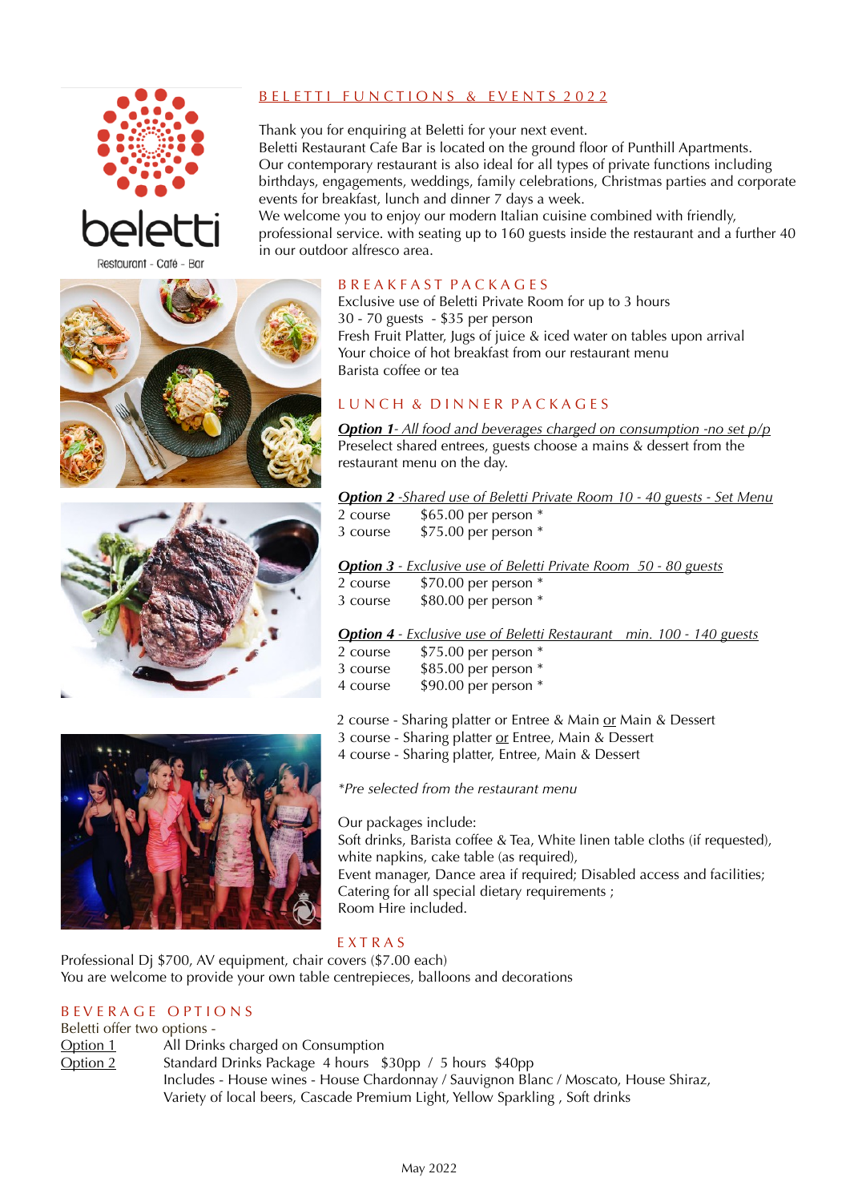# BELETTI FUNCTIONS & EVENTS 2022

Thank you for enquiring at Beletti for your next event.
Beletti Restaurant Cafe Bar is located on the ground floor of Punthill Apartments.
Our contemporary restaurant is also ideal for all types of private functions including birthdays, engagements, weddings, family celebrations, Christmas parties and corporate events for breakfast, lunch and dinner 7 days a week.
We welcome you to enjoy our modern Italian cuisine combined with friendly, professional service. with seating up to 160 guests inside the restaurant and a further 40 in our outdoor alfresco area.

## BREAKFAST PACKAGES

Exclusive use of Beletti Private Room for up to 3 hours
30 - 70 guests - $35 per person
Fresh Fruit Platter, Jugs of juice & iced water on tables upon arrival
Your choice of hot breakfast from our restaurant menu
Barista coffee or tea

## LUNCH & DINNER PACKAGES

***Option 1**- All food and beverages charged on consumption -no set p/p*
Preselect shared entrees, guests choose a mains & dessert from the restaurant menu on the day.

***Option 2** -Shared use of Beletti Private Room 10 - 40 guests - Set Menu*

| | |
|---|---|
| 2 course | $65.00 per person * |
| 3 course | $75.00 per person * |

***Option 3** - Exclusive use of Beletti Private Room 50 - 80 guests*

| | |
|---|---|
| 2 course | $70.00 per person * |
| 3 course | $80.00 per person * |

***Option 4** - Exclusive use of Beletti Restaurant min. 100 - 140 guests*

| | |
|---|---|
| 2 course | $75.00 per person * |
| 3 course | $85.00 per person * |
| 4 course | $90.00 per person * |

2 course - Sharing platter or Entree & Main or Main & Dessert
3 course - Sharing platter or Entree, Main & Dessert
4 course - Sharing platter, Entree, Main & Dessert

*\*Pre selected from the restaurant menu*

Our packages include:
Soft drinks, Barista coffee & Tea, White linen table cloths (if requested), white napkins, cake table (as required),
Event manager, Dance area if required; Disabled access and facilities;
Catering for all special dietary requirements ;
Room Hire included.

## EXTRAS

Professional Dj $700, AV equipment, chair covers ($7.00 each)
You are welcome to provide your own table centrepieces, balloons and decorations

## BEVERAGE OPTIONS

Beletti offer two options -

Option 1 — All Drinks charged on Consumption

Option 2 — Standard Drinks Package 4 hours $30pp / 5 hours $40pp
Includes - House wines - House Chardonnay / Sauvignon Blanc / Moscato, House Shiraz, Variety of local beers, Cascade Premium Light, Yellow Sparkling , Soft drinks

May 2022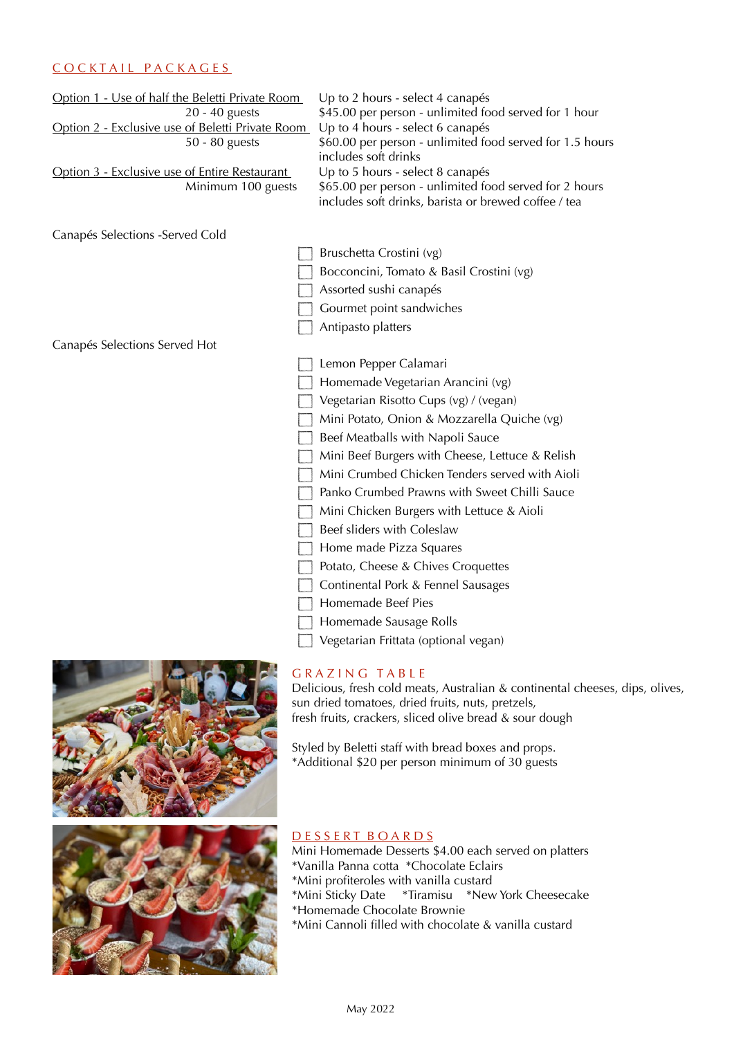## COCKTAIL PACKAGES

| | |
|---|---|
| Option 1 - Use of half the Beletti Private Room<br>20 - 40 guests | Up to 2 hours - select 4 canapés<br>$45.00 per person - unlimited food served for 1 hour |
| Option 2 - Exclusive use of Beletti Private Room<br>50 - 80 guests | Up to 4 hours - select 6 canapés<br>$60.00 per person - unlimited food served for 1.5 hours<br>includes soft drinks |
| Option 3 - Exclusive use of Entire Restaurant<br>Minimum 100 guests | Up to 5 hours - select 8 canapés<br>$65.00 per person - unlimited food served for 2 hours<br>includes soft drinks, barista or brewed coffee / tea |

Canapés Selections -Served Cold

- [ ] Bruschetta Crostini (vg)
- [ ] Bocconcini, Tomato & Basil Crostini (vg)
- [ ] Assorted sushi canapés
- [ ] Gourmet point sandwiches
- [ ] Antipasto platters

Canapés Selections Served Hot

- [ ] Lemon Pepper Calamari
- [ ] Homemade Vegetarian Arancini (vg)
- [ ] Vegetarian Risotto Cups (vg) / (vegan)
- [ ] Mini Potato, Onion & Mozzarella Quiche (vg)
- [ ] Beef Meatballs with Napoli Sauce
- [ ] Mini Beef Burgers with Cheese, Lettuce & Relish
- [ ] Mini Crumbed Chicken Tenders served with Aioli
- [ ] Panko Crumbed Prawns with Sweet Chilli Sauce
- [ ] Mini Chicken Burgers with Lettuce & Aioli
- [ ] Beef sliders with Coleslaw
- [ ] Home made Pizza Squares
- [ ] Potato, Cheese & Chives Croquettes
- [ ] Continental Pork & Fennel Sausages
- [ ] Homemade Beef Pies
- [ ] Homemade Sausage Rolls
- [ ] Vegetarian Frittata (optional vegan)

## GRAZING TABLE

Delicious, fresh cold meats, Australian & continental cheeses, dips, olives, sun dried tomatoes, dried fruits, nuts, pretzels, fresh fruits, crackers, sliced olive bread & sour dough

Styled by Beletti staff with bread boxes and props.
*Additional $20 per person minimum of 30 guests

## DESSERT BOARDS

Mini Homemade Desserts $4.00 each served on platters
*Vanilla Panna cotta *Chocolate Eclairs
*Mini profiteroles with vanilla custard
*Mini Sticky Date *Tiramisu *New York Cheesecake
*Homemade Chocolate Brownie
*Mini Cannoli filled with chocolate & vanilla custard

May 2022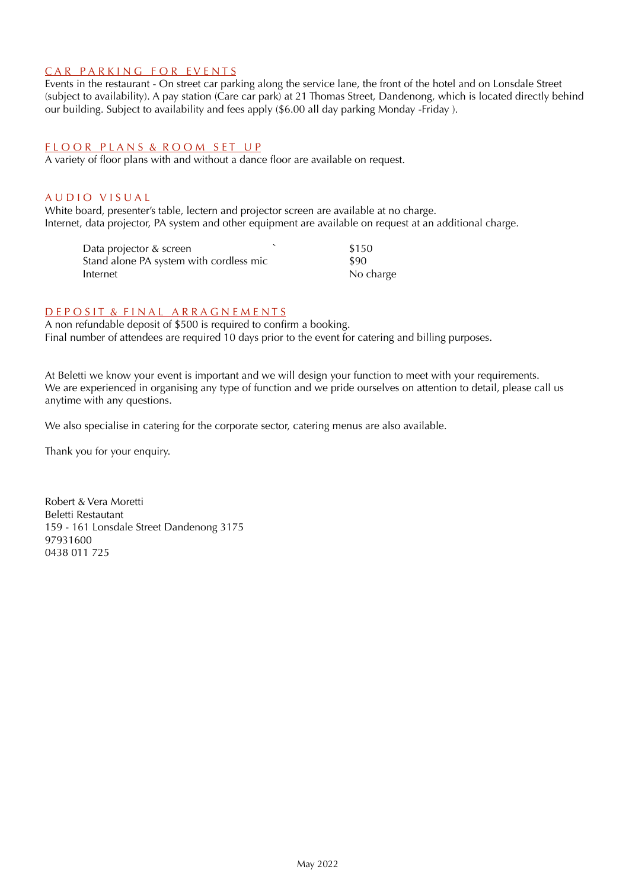## CAR PARKING FOR EVENTS

Events in the restaurant - On street car parking along the service lane, the front of the hotel and on Lonsdale Street (subject to availability). A pay station (Care car park) at 21 Thomas Street, Dandenong, which is located directly behind our building. Subject to availability and fees apply ($6.00 all day parking Monday -Friday ).

## FLOOR PLANS & ROOM SET UP

A variety of floor plans with and without a dance floor are available on request.

## AUDIO VISUAL

White board, presenter's table, lectern and projector screen are available at no charge.
Internet, data projector, PA system and other equipment are available on request at an additional charge.

| | |
|---|---|
| Data projector & screen | $150 |
| Stand alone PA system with cordless mic | $90 |
| Internet | No charge |

## DEPOSIT & FINAL ARRAGNEMENTS

A non refundable deposit of $500 is required to confirm a booking.
Final number of attendees are required 10 days prior to the event for catering and billing purposes.

At Beletti we know your event is important and we will design your function to meet with your requirements. We are experienced in organising any type of function and we pride ourselves on attention to detail, please call us anytime with any questions.

We also specialise in catering for the corporate sector, catering menus are also available.

Thank you for your enquiry.

Robert & Vera Moretti
Beletti Restautant
159 - 161 Lonsdale Street Dandenong 3175
97931600
0438 011 725

May 2022